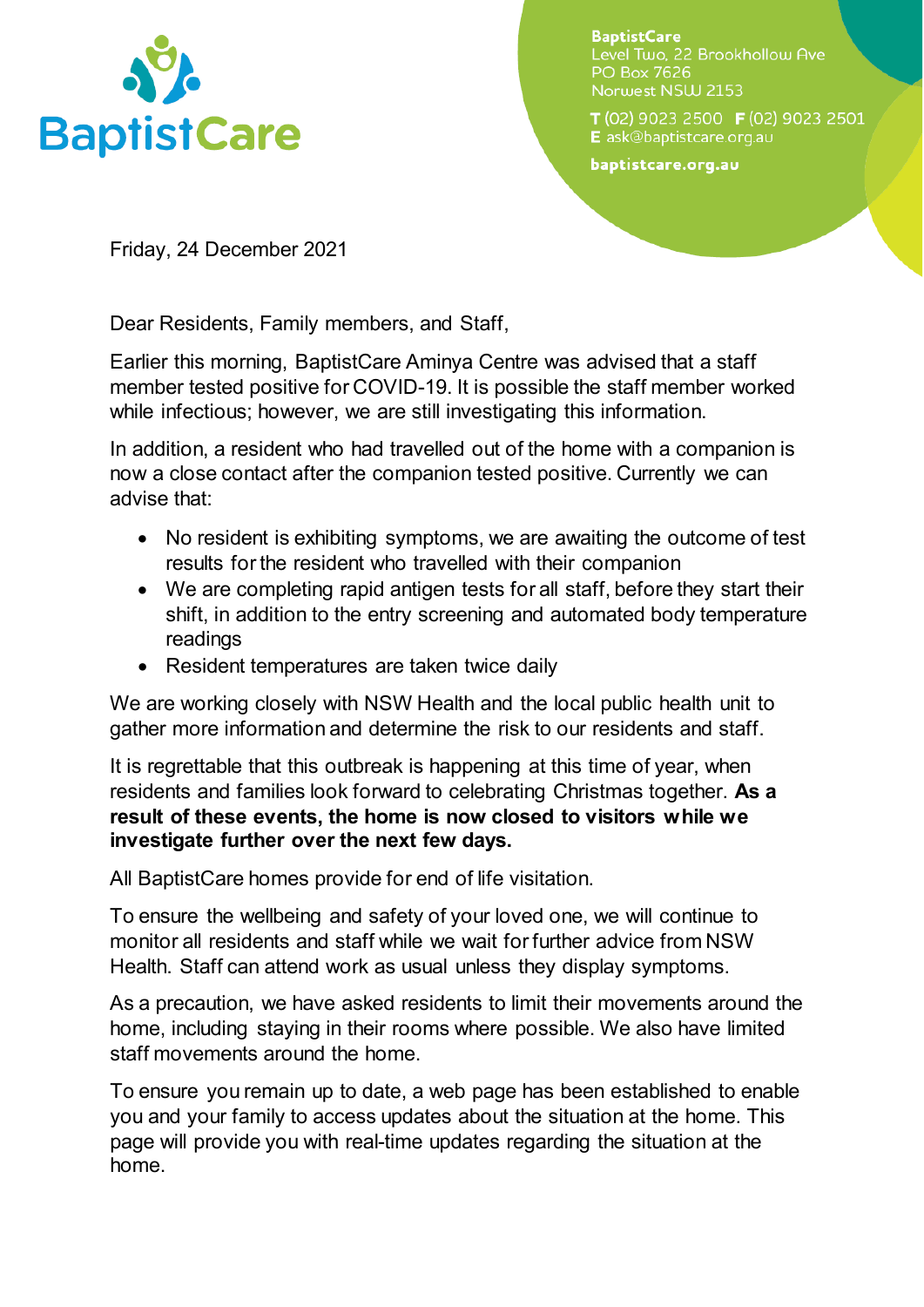BaptistCare

**BaptistCare**
Level Two, 22 Brookhollow Ave
PO Box 7626
Norwest NSW 2153

**T** (02) 9023 2500 **F** (02) 9023 2501
**E** ask@baptistcare.org.au

**baptistcare.org.au**

Friday, 24 December 2021

Dear Residents, Family members, and Staff,

Earlier this morning, BaptistCare Aminya Centre was advised that a staff member tested positive for COVID-19. It is possible the staff member worked while infectious; however, we are still investigating this information.

In addition, a resident who had travelled out of the home with a companion is now a close contact after the companion tested positive. Currently we can advise that:

- No resident is exhibiting symptoms, we are awaiting the outcome of test results for the resident who travelled with their companion
- We are completing rapid antigen tests for all staff, before they start their shift, in addition to the entry screening and automated body temperature readings
- Resident temperatures are taken twice daily

We are working closely with NSW Health and the local public health unit to gather more information and determine the risk to our residents and staff.

It is regrettable that this outbreak is happening at this time of year, when residents and families look forward to celebrating Christmas together. **As a result of these events, the home is now closed to visitors while we investigate further over the next few days.**

All BaptistCare homes provide for end of life visitation.

To ensure the wellbeing and safety of your loved one, we will continue to monitor all residents and staff while we wait for further advice from NSW Health. Staff can attend work as usual unless they display symptoms.

As a precaution, we have asked residents to limit their movements around the home, including staying in their rooms where possible. We also have limited staff movements around the home.

To ensure you remain up to date, a web page has been established to enable you and your family to access updates about the situation at the home. This page will provide you with real-time updates regarding the situation at the home.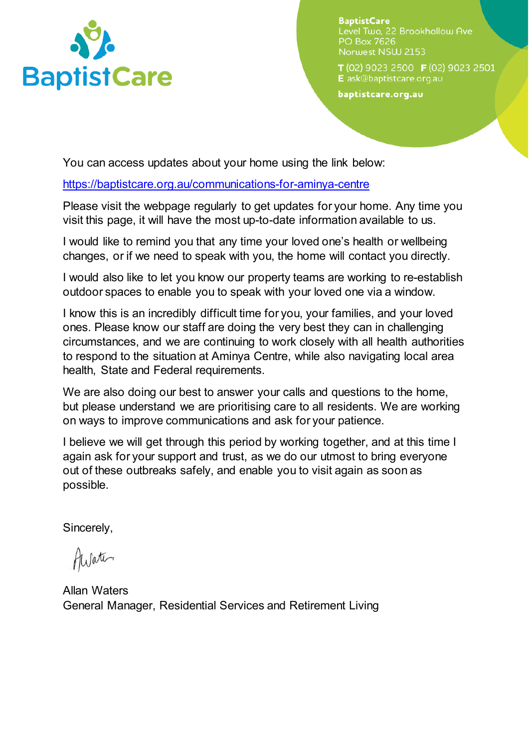BaptistCare
Level Two, 22 Brookhollow Ave
PO Box 7626
Norwest NSW 2153

T (02) 9023 2500 F (02) 9023 2501
E ask@baptistcare.org.au

baptistcare.org.au

You can access updates about your home using the link below:

https://baptistcare.org.au/communications-for-aminya-centre

Please visit the webpage regularly to get updates for your home. Any time you visit this page, it will have the most up-to-date information available to us.

I would like to remind you that any time your loved one's health or wellbeing changes, or if we need to speak with you, the home will contact you directly.

I would also like to let you know our property teams are working to re-establish outdoor spaces to enable you to speak with your loved one via a window.

I know this is an incredibly difficult time for you, your families, and your loved ones. Please know our staff are doing the very best they can in challenging circumstances, and we are continuing to work closely with all health authorities to respond to the situation at Aminya Centre, while also navigating local area health, State and Federal requirements.

We are also doing our best to answer your calls and questions to the home, but please understand we are prioritising care to all residents. We are working on ways to improve communications and ask for your patience.

I believe we will get through this period by working together, and at this time I again ask for your support and trust, as we do our utmost to bring everyone out of these outbreaks safely, and enable you to visit again as soon as possible.

Sincerely,

Allan Waters
General Manager, Residential Services and Retirement Living